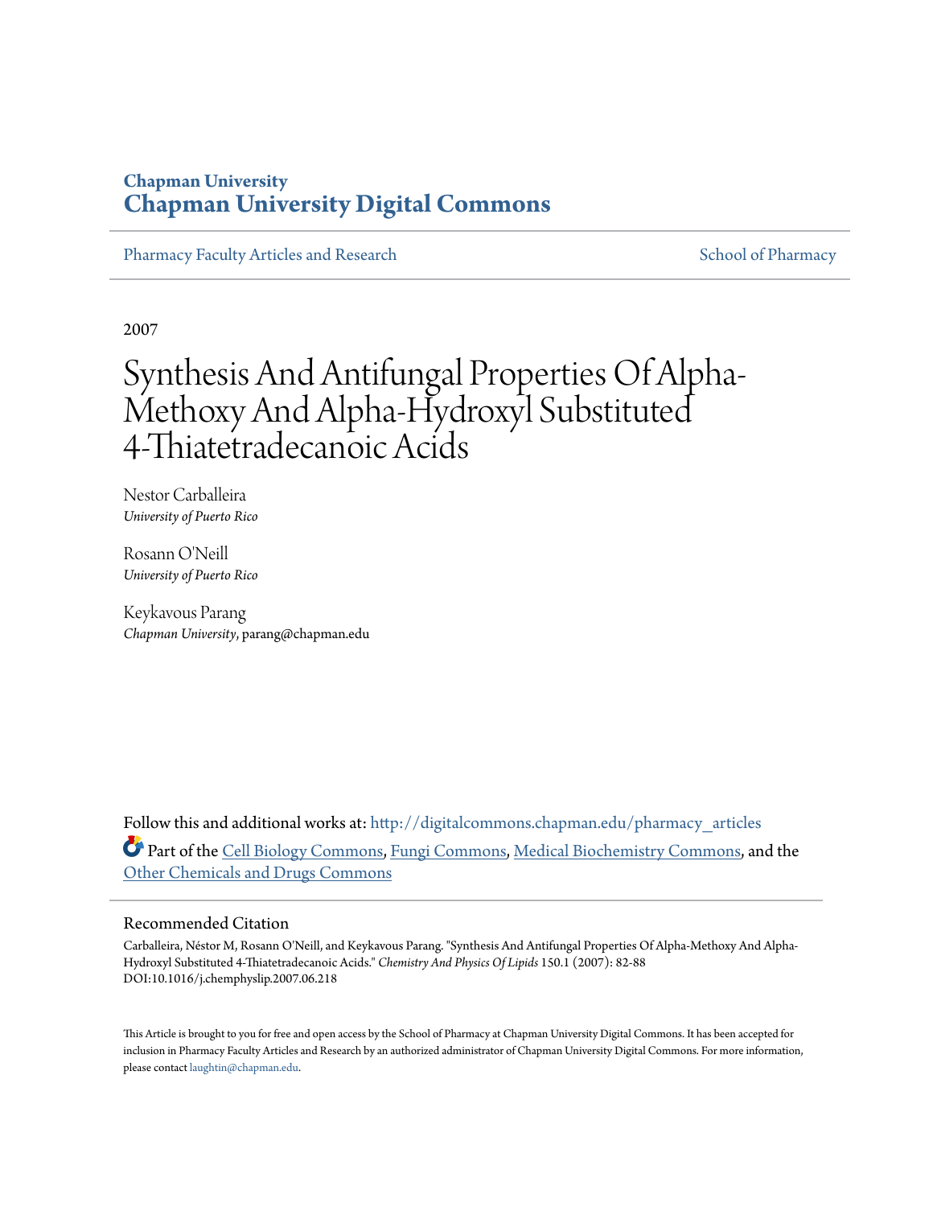# Chapman University
# Chapman University Digital Commons

Pharmacy Faculty Articles and Research

School of Pharmacy

2007

# Synthesis And Antifungal Properties Of Alpha-Methoxy And Alpha-Hydroxyl Substituted 4-Thiatetradecanoic Acids

Nestor Carballeira
*University of Puerto Rico*

Rosann O'Neill
*University of Puerto Rico*

Keykavous Parang
*Chapman University*, parang@chapman.edu

Follow this and additional works at: http://digitalcommons.chapman.edu/pharmacy_articles

Part of the Cell Biology Commons, Fungi Commons, Medical Biochemistry Commons, and the Other Chemicals and Drugs Commons

## Recommended Citation

Carballeira, Néstor M, Rosann O'Neill, and Keykavous Parang. "Synthesis And Antifungal Properties Of Alpha-Methoxy And Alpha-Hydroxyl Substituted 4-Thiatetradecanoic Acids." *Chemistry And Physics Of Lipids* 150.1 (2007): 82-88 DOI:10.1016/j.chemphyslip.2007.06.218

This Article is brought to you for free and open access by the School of Pharmacy at Chapman University Digital Commons. It has been accepted for inclusion in Pharmacy Faculty Articles and Research by an authorized administrator of Chapman University Digital Commons. For more information, please contact laughtin@chapman.edu.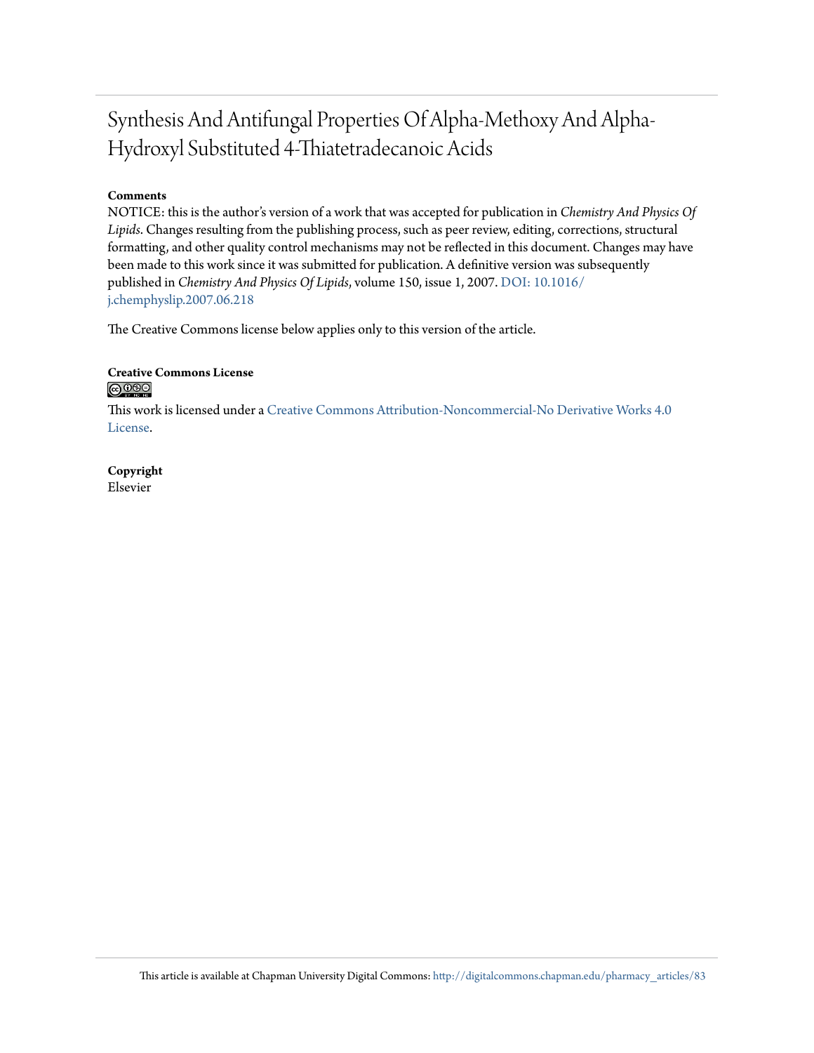# Synthesis And Antifungal Properties Of Alpha-Methoxy And Alpha-Hydroxyl Substituted 4-Thiatetradecanoic Acids

**Comments**

NOTICE: this is the author's version of a work that was accepted for publication in *Chemistry And Physics Of Lipids*. Changes resulting from the publishing process, such as peer review, editing, corrections, structural formatting, and other quality control mechanisms may not be reflected in this document. Changes may have been made to this work since it was submitted for publication. A definitive version was subsequently published in *Chemistry And Physics Of Lipids*, volume 150, issue 1, 2007. DOI: 10.1016/j.chemphyslip.2007.06.218

The Creative Commons license below applies only to this version of the article.

**Creative Commons License**

This work is licensed under a Creative Commons Attribution-Noncommercial-No Derivative Works 4.0 License.

**Copyright**

Elsevier

This article is available at Chapman University Digital Commons: http://digitalcommons.chapman.edu/pharmacy_articles/83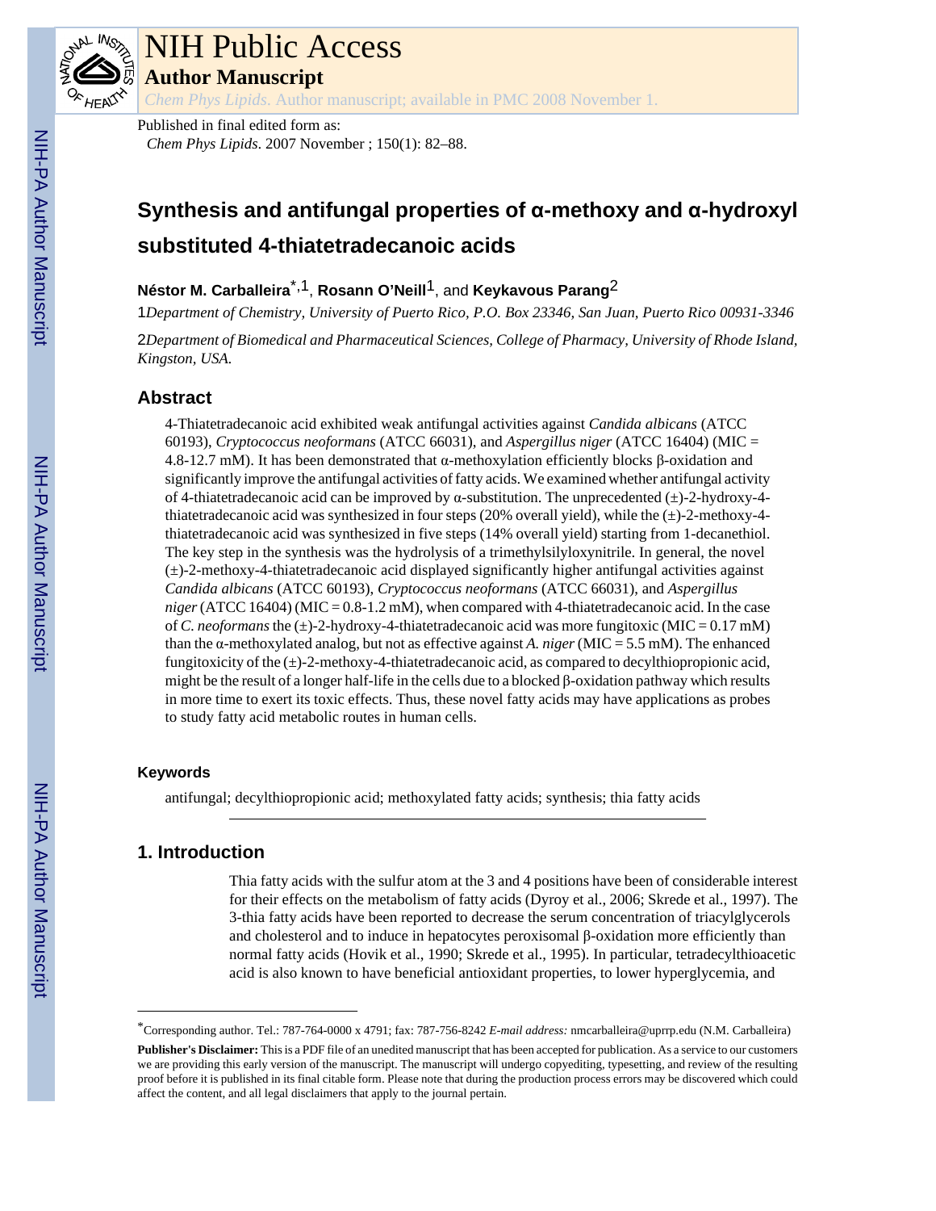# Synthesis and antifungal properties of α-methoxy and α-hydroxyl substituted 4-thiatetradecanoic acids

**Néstor M. Carballeira**[*,1], **Rosann O'Neill**[1], and **Keykavous Parang**[2]

[1]*Department of Chemistry, University of Puerto Rico, P.O. Box 23346, San Juan, Puerto Rico 00931-3346*

[2]*Department of Biomedical and Pharmaceutical Sciences, College of Pharmacy, University of Rhode Island, Kingston, USA.*

## Abstract

4-Thiatetradecanoic acid exhibited weak antifungal activities against *Candida albicans* (ATCC 60193), *Cryptococcus neoformans* (ATCC 66031), and *Aspergillus niger* (ATCC 16404) (MIC = 4.8-12.7 mM). It has been demonstrated that α-methoxylation efficiently blocks β-oxidation and significantly improve the antifungal activities of fatty acids. We examined whether antifungal activity of 4-thiatetradecanoic acid can be improved by α-substitution. The unprecedented (±)-2-hydroxy-4-thiatetradecanoic acid was synthesized in four steps (20% overall yield), while the (±)-2-methoxy-4-thiatetradecanoic acid was synthesized in five steps (14% overall yield) starting from 1-decanethiol. The key step in the synthesis was the hydrolysis of a trimethylsilyloxynitrile. In general, the novel (±)-2-methoxy-4-thiatetradecanoic acid displayed significantly higher antifungal activities against *Candida albicans* (ATCC 60193), *Cryptococcus neoformans* (ATCC 66031), and *Aspergillus niger* (ATCC 16404) (MIC = 0.8-1.2 mM), when compared with 4-thiatetradecanoic acid. In the case of *C. neoformans* the (±)-2-hydroxy-4-thiatetradecanoic acid was more fungitoxic (MIC = 0.17 mM) than the α-methoxylated analog, but not as effective against *A. niger* (MIC = 5.5 mM). The enhanced fungitoxicity of the (±)-2-methoxy-4-thiatetradecanoic acid, as compared to decylthiopropionic acid, might be the result of a longer half-life in the cells due to a blocked β-oxidation pathway which results in more time to exert its toxic effects. Thus, these novel fatty acids may have applications as probes to study fatty acid metabolic routes in human cells.

### Keywords

antifungal; decylthiopropionic acid; methoxylated fatty acids; synthesis; thia fatty acids

## 1. Introduction

Thia fatty acids with the sulfur atom at the 3 and 4 positions have been of considerable interest for their effects on the metabolism of fatty acids (Dyroy et al., 2006; Skrede et al., 1997). The 3-thia fatty acids have been reported to decrease the serum concentration of triacylglycerols and cholesterol and to induce in hepatocytes peroxisomal β-oxidation more efficiently than normal fatty acids (Hovik et al., 1990; Skrede et al., 1995). In particular, tetradecylthioacetic acid is also known to have beneficial antioxidant properties, to lower hyperglycemia, and

[*]Corresponding author. Tel.: 787-764-0000 x 4791; fax: 787-756-8242 *E-mail address:* nmcarballeira@uprrp.edu (N.M. Carballeira)

**Publisher's Disclaimer:** This is a PDF file of an unedited manuscript that has been accepted for publication. As a service to our customers we are providing this early version of the manuscript. The manuscript will undergo copyediting, typesetting, and review of the resulting proof before it is published in its final citable form. Please note that during the production process errors may be discovered which could affect the content, and all legal disclaimers that apply to the journal pertain.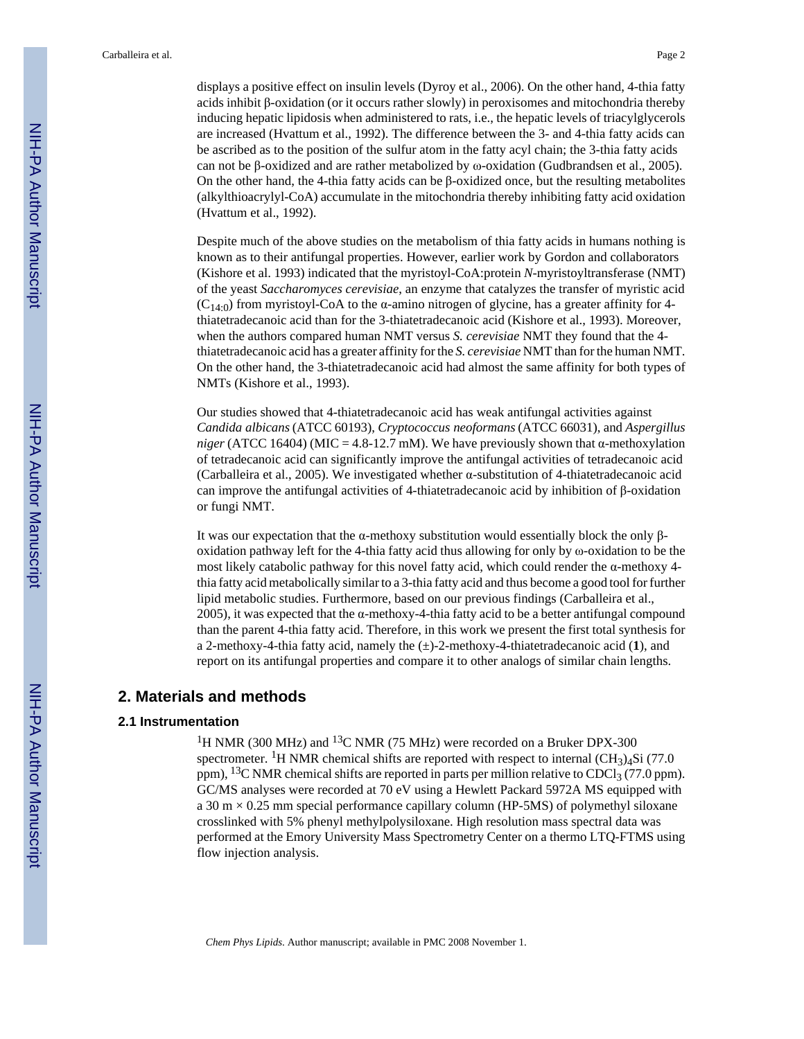displays a positive effect on insulin levels (Dyroy et al., 2006). On the other hand, 4-thia fatty acids inhibit β-oxidation (or it occurs rather slowly) in peroxisomes and mitochondria thereby inducing hepatic lipidosis when administered to rats, i.e., the hepatic levels of triacylglycerols are increased (Hvattum et al., 1992). The difference between the 3- and 4-thia fatty acids can be ascribed as to the position of the sulfur atom in the fatty acyl chain; the 3-thia fatty acids can not be β-oxidized and are rather metabolized by ω-oxidation (Gudbrandsen et al., 2005). On the other hand, the 4-thia fatty acids can be β-oxidized once, but the resulting metabolites (alkylthioacrylyl-CoA) accumulate in the mitochondria thereby inhibiting fatty acid oxidation (Hvattum et al., 1992).

Despite much of the above studies on the metabolism of thia fatty acids in humans nothing is known as to their antifungal properties. However, earlier work by Gordon and collaborators (Kishore et al. 1993) indicated that the myristoyl-CoA:protein *N*-myristoyltransferase (NMT) of the yeast *Saccharomyces cerevisiae*, an enzyme that catalyzes the transfer of myristic acid ($C_{14:0}$) from myristoyl-CoA to the α-amino nitrogen of glycine, has a greater affinity for 4-thiatetradecanoic acid than for the 3-thiatetradecanoic acid (Kishore et al., 1993). Moreover, when the authors compared human NMT versus *S. cerevisiae* NMT they found that the 4-thiatetradecanoic acid has a greater affinity for the *S. cerevisiae* NMT than for the human NMT. On the other hand, the 3-thiatetradecanoic acid had almost the same affinity for both types of NMTs (Kishore et al., 1993).

Our studies showed that 4-thiatetradecanoic acid has weak antifungal activities against *Candida albicans* (ATCC 60193), *Cryptococcus neoformans* (ATCC 66031), and *Aspergillus niger* (ATCC 16404) (MIC = 4.8-12.7 mM). We have previously shown that α-methoxylation of tetradecanoic acid can significantly improve the antifungal activities of tetradecanoic acid (Carballeira et al., 2005). We investigated whether α-substitution of 4-thiatetradecanoic acid can improve the antifungal activities of 4-thiatetradecanoic acid by inhibition of β-oxidation or fungi NMT.

It was our expectation that the α-methoxy substitution would essentially block the only β-oxidation pathway left for the 4-thia fatty acid thus allowing for only by ω-oxidation to be the most likely catabolic pathway for this novel fatty acid, which could render the α-methoxy 4-thia fatty acid metabolically similar to a 3-thia fatty acid and thus become a good tool for further lipid metabolic studies. Furthermore, based on our previous findings (Carballeira et al., 2005), it was expected that the α-methoxy-4-thia fatty acid to be a better antifungal compound than the parent 4-thia fatty acid. Therefore, in this work we present the first total synthesis for a 2-methoxy-4-thia fatty acid, namely the (±)-2-methoxy-4-thiatetradecanoic acid (**1**), and report on its antifungal properties and compare it to other analogs of similar chain lengths.

## 2. Materials and methods

### 2.1 Instrumentation

$^1$H NMR (300 MHz) and $^{13}$C NMR (75 MHz) were recorded on a Bruker DPX-300 spectrometer. $^1$H NMR chemical shifts are reported with respect to internal $(CH_3)_4Si$ (77.0 ppm), $^{13}$C NMR chemical shifts are reported in parts per million relative to $CDCl_3$ (77.0 ppm). GC/MS analyses were recorded at 70 eV using a Hewlett Packard 5972A MS equipped with a 30 m × 0.25 mm special performance capillary column (HP-5MS) of polymethyl siloxane crosslinked with 5% phenyl methylpolysiloxane. High resolution mass spectral data was performed at the Emory University Mass Spectrometry Center on a thermo LTQ-FTMS using flow injection analysis.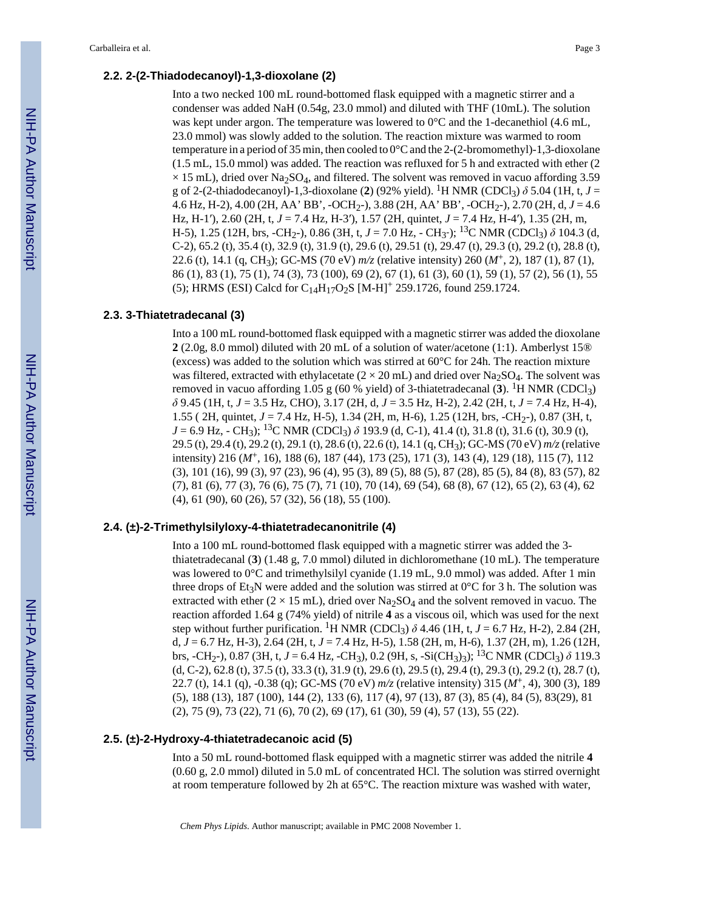### 2.2. 2-(2-Thiadodecanoyl)-1,3-dioxolane (2)

Into a two necked 100 mL round-bottomed flask equipped with a magnetic stirrer and a condenser was added NaH (0.54g, 23.0 mmol) and diluted with THF (10mL). The solution was kept under argon. The temperature was lowered to 0°C and the 1-decanethiol (4.6 mL, 23.0 mmol) was slowly added to the solution. The reaction mixture was warmed to room temperature in a period of 35 min, then cooled to 0°C and the 2-(2-bromomethyl)-1,3-dioxolane (1.5 mL, 15.0 mmol) was added. The reaction was refluxed for 5 h and extracted with ether (2 × 15 mL), dried over $Na_2SO_4$, and filtered. The solvent was removed in vacuo affording 3.59 g of 2-(2-thiadodecanoyl)-1,3-dioxolane (**2**) (92% yield). $^1$H NMR ($CDCl_3$) $\delta$ 5.04 (1H, t, $J$ = 4.6 Hz, H-2), 4.00 (2H, AA' BB', -OCH$_2$-), 3.88 (2H, AA' BB', -OCH$_2$-), 2.70 (2H, d, $J$ = 4.6 Hz, H-1′), 2.60 (2H, t, $J$ = 7.4 Hz, H-3′), 1.57 (2H, quintet, $J$ = 7.4 Hz, H-4′), 1.35 (2H, m, H-5), 1.25 (12H, brs, -CH$_2$-), 0.86 (3H, t, $J$ = 7.0 Hz, - CH$_3$-); $^{13}$C NMR ($CDCl_3$) $\delta$ 104.3 (d, C-2), 65.2 (t), 35.4 (t), 32.9 (t), 31.9 (t), 29.6 (t), 29.51 (t), 29.47 (t), 29.3 (t), 29.2 (t), 28.8 (t), 22.6 (t), 14.1 (q, CH$_3$); GC-MS (70 eV) *m/z* (relative intensity) 260 ($M^+$, 2), 187 (1), 87 (1), 86 (1), 83 (1), 75 (1), 74 (3), 73 (100), 69 (2), 67 (1), 61 (3), 60 (1), 59 (1), 57 (2), 56 (1), 55 (5); HRMS (ESI) Calcd for $C_{14}H_{17}O_2S$ [M-H]$^+$ 259.1726, found 259.1724.

### 2.3. 3-Thiatetradecanal (3)

Into a 100 mL round-bottomed flask equipped with a magnetic stirrer was added the dioxolane **2** (2.0g, 8.0 mmol) diluted with 20 mL of a solution of water/acetone (1:1). Amberlyst 15® (excess) was added to the solution which was stirred at 60°C for 24h. The reaction mixture was filtered, extracted with ethylacetate (2 × 20 mL) and dried over $Na_2SO_4$. The solvent was removed in vacuo affording 1.05 g (60 % yield) of 3-thiatetradecanal (**3**). $^1$H NMR ($CDCl_3$) $\delta$ 9.45 (1H, t, $J$ = 3.5 Hz, CHO), 3.17 (2H, d, $J$ = 3.5 Hz, H-2), 2.42 (2H, t, $J$ = 7.4 Hz, H-4), 1.55 ( 2H, quintet, $J$ = 7.4 Hz, H-5), 1.34 (2H, m, H-6), 1.25 (12H, brs, -CH$_2$-), 0.87 (3H, t, $J$ = 6.9 Hz, - CH$_3$); $^{13}$C NMR ($CDCl_3$) $\delta$ 193.9 (d, C-1), 41.4 (t), 31.8 (t), 31.6 (t), 30.9 (t), 29.5 (t), 29.4 (t), 29.2 (t), 29.1 (t), 28.6 (t), 22.6 (t), 14.1 (q, CH$_3$); GC-MS (70 eV) *m/z* (relative intensity) 216 ($M^+$, 16), 188 (6), 187 (44), 173 (25), 171 (3), 143 (4), 129 (18), 115 (7), 112 (3), 101 (16), 99 (3), 97 (23), 96 (4), 95 (3), 89 (5), 88 (5), 87 (28), 85 (5), 84 (8), 83 (57), 82 (7), 81 (6), 77 (3), 76 (6), 75 (7), 71 (10), 70 (14), 69 (54), 68 (8), 67 (12), 65 (2), 63 (4), 62 (4), 61 (90), 60 (26), 57 (32), 56 (18), 55 (100).

### 2.4. (±)-2-Trimethylsilyloxy-4-thiatetradecanonitrile (4)

Into a 100 mL round-bottomed flask equipped with a magnetic stirrer was added the 3-thiatetradecanal (**3**) (1.48 g, 7.0 mmol) diluted in dichloromethane (10 mL). The temperature was lowered to 0°C and trimethylsilyl cyanide (1.19 mL, 9.0 mmol) was added. After 1 min three drops of $Et_3N$ were added and the solution was stirred at 0°C for 3 h. The solution was extracted with ether (2 × 15 mL), dried over $Na_2SO_4$ and the solvent removed in vacuo. The reaction afforded 1.64 g (74% yield) of nitrile **4** as a viscous oil, which was used for the next step without further purification. $^1$H NMR ($CDCl_3$) $\delta$ 4.46 (1H, t, $J$ = 6.7 Hz, H-2), 2.84 (2H, d, $J$ = 6.7 Hz, H-3), 2.64 (2H, t, $J$ = 7.4 Hz, H-5), 1.58 (2H, m, H-6), 1.37 (2H, m), 1.26 (12H, brs, -CH$_2$-), 0.87 (3H, t, $J$ = 6.4 Hz, -CH$_3$), 0.2 (9H, s, -Si(CH$_3$)$_3$); $^{13}$C NMR ($CDCl_3$) $\delta$ 119.3 (d, C-2), 62.8 (t), 37.5 (t), 33.3 (t), 31.9 (t), 29.6 (t), 29.5 (t), 29.4 (t), 29.3 (t), 29.2 (t), 28.7 (t), 22.7 (t), 14.1 (q), -0.38 (q); GC-MS (70 eV) *m/z* (relative intensity) 315 ($M^+$, 4), 300 (3), 189 (5), 188 (13), 187 (100), 144 (2), 133 (6), 117 (4), 97 (13), 87 (3), 85 (4), 84 (5), 83(29), 81 (2), 75 (9), 73 (22), 71 (6), 70 (2), 69 (17), 61 (30), 59 (4), 57 (13), 55 (22).

### 2.5. (±)-2-Hydroxy-4-thiatetradecanoic acid (5)

Into a 50 mL round-bottomed flask equipped with a magnetic stirrer was added the nitrile **4** (0.60 g, 2.0 mmol) diluted in 5.0 mL of concentrated HCl. The solution was stirred overnight at room temperature followed by 2h at 65°C. The reaction mixture was washed with water,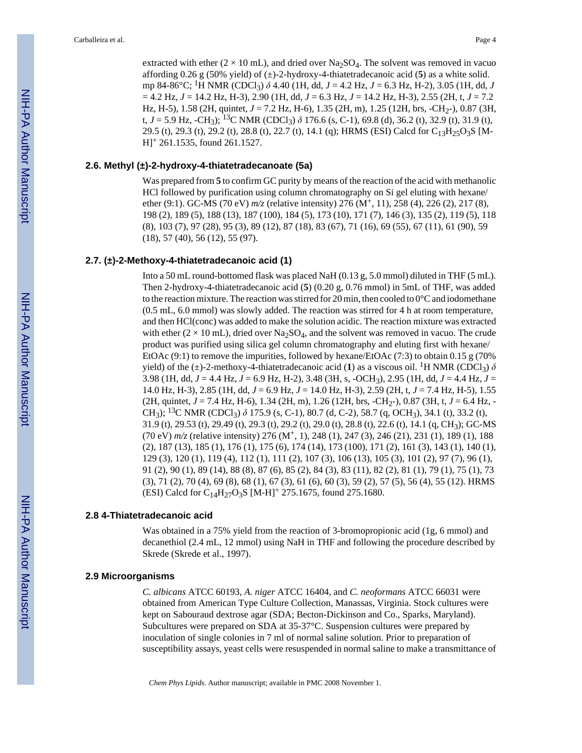extracted with ether (2 × 10 mL), and dried over $Na_2SO_4$. The solvent was removed in vacuo affording 0.26 g (50% yield) of (±)-2-hydroxy-4-thiatetradecanoic acid (**5**) as a white solid. mp 84-86°C; $^1$H NMR ($CDCl_3$) $\delta$ 4.40 (1H, dd, $J$ = 4.2 Hz, $J$ = 6.3 Hz, H-2), 3.05 (1H, dd, $J$ = 4.2 Hz, $J$ = 14.2 Hz, H-3), 2.90 (1H, dd, $J$ = 6.3 Hz, $J$ = 14.2 Hz, H-3), 2.55 (2H, t, $J$ = 7.2 Hz, H-5), 1.58 (2H, quintet, $J$ = 7.2 Hz, H-6), 1.35 (2H, m), 1.25 (12H, brs, $-CH_2-$), 0.87 (3H, t, $J$ = 5.9 Hz, $-CH_3$); $^{13}$C NMR ($CDCl_3$) $\delta$ 176.6 (s, C-1), 69.8 (d), 36.2 (t), 32.9 (t), 31.9 (t), 29.5 (t), 29.3 (t), 29.2 (t), 28.8 (t), 22.7 (t), 14.1 (q); HRMS (ESI) Calcd for $C_{13}H_{25}O_3S$ $[M-H]^+$ 261.1535, found 261.1527.

### 2.6. Methyl (±)-2-hydroxy-4-thiatetradecanoate (5a)

Was prepared from **5** to confirm GC purity by means of the reaction of the acid with methanolic HCl followed by purification using column chromatography on Si gel eluting with hexane/ ether (9:1). GC-MS (70 eV) *m/z* (relative intensity) 276 ($M^+$, 11), 258 (4), 226 (2), 217 (8), 198 (2), 189 (5), 188 (13), 187 (100), 184 (5), 173 (10), 171 (7), 146 (3), 135 (2), 119 (5), 118 (8), 103 (7), 97 (28), 95 (3), 89 (12), 87 (18), 83 (67), 71 (16), 69 (55), 67 (11), 61 (90), 59 (18), 57 (40), 56 (12), 55 (97).

### 2.7. (±)-2-Methoxy-4-thiatetradecanoic acid (1)

Into a 50 mL round-bottomed flask was placed NaH (0.13 g, 5.0 mmol) diluted in THF (5 mL). Then 2-hydroxy-4-thiatetradecanoic acid (**5**) (0.20 g, 0.76 mmol) in 5mL of THF, was added to the reaction mixture. The reaction was stirred for 20 min, then cooled to 0°C and iodomethane (0.5 mL, 6.0 mmol) was slowly added. The reaction was stirred for 4 h at room temperature, and then HCl(conc) was added to make the solution acidic. The reaction mixture was extracted with ether (2 × 10 mL), dried over $Na_2SO_4$, and the solvent was removed in vacuo. The crude product was purified using silica gel column chromatography and eluting first with hexane/ EtOAc (9:1) to remove the impurities, followed by hexane/EtOAc (7:3) to obtain 0.15 g (70% yield) of the (±)-2-methoxy-4-thiatetradecanoic acid (**1**) as a viscous oil. $^1$H NMR ($CDCl_3$) $\delta$ 3.98 (1H, dd, $J$ = 4.4 Hz, $J$ = 6.9 Hz, H-2), 3.48 (3H, s, $-OCH_3$), 2.95 (1H, dd, $J$ = 4.4 Hz, $J$ = 14.0 Hz, H-3), 2.85 (1H, dd, $J$ = 6.9 Hz, $J$ = 14.0 Hz, H-3), 2.59 (2H, t, $J$ = 7.4 Hz, H-5), 1.55 (2H, quintet, $J$ = 7.4 Hz, H-6), 1.34 (2H, m), 1.26 (12H, brs, $-CH_2-$), 0.87 (3H, t, $J$ = 6.4 Hz, $-CH_3$); $^{13}$C NMR ($CDCl_3$) $\delta$ 175.9 (s, C-1), 80.7 (d, C-2), 58.7 (q, $OCH_3$), 34.1 (t), 33.2 (t), 31.9 (t), 29.53 (t), 29.49 (t), 29.3 (t), 29.2 (t), 29.0 (t), 28.8 (t), 22.6 (t), 14.1 (q, $CH_3$); GC-MS (70 eV) *m/z* (relative intensity) 276 ($M^+$, 1), 248 (1), 247 (3), 246 (21), 231 (1), 189 (1), 188 (2), 187 (13), 185 (1), 176 (1), 175 (6), 174 (14), 173 (100), 171 (2), 161 (3), 143 (1), 140 (1), 129 (3), 120 (1), 119 (4), 112 (1), 111 (2), 107 (3), 106 (13), 105 (3), 101 (2), 97 (7), 96 (1), 91 (2), 90 (1), 89 (14), 88 (8), 87 (6), 85 (2), 84 (3), 83 (11), 82 (2), 81 (1), 79 (1), 75 (1), 73 (3), 71 (2), 70 (4), 69 (8), 68 (1), 67 (3), 61 (6), 60 (3), 59 (2), 57 (5), 56 (4), 55 (12). HRMS (ESI) Calcd for $C_{14}H_{27}O_3S$ $[M-H]^+$ 275.1675, found 275.1680.

### 2.8 4-Thiatetradecanoic acid

Was obtained in a 75% yield from the reaction of 3-bromopropionic acid (1g, 6 mmol) and decanethiol (2.4 mL, 12 mmol) using NaH in THF and following the procedure described by Skrede (Skrede et al., 1997).

### 2.9 Microorganisms

*C. albicans* ATCC 60193, *A. niger* ATCC 16404, and *C. neoformans* ATCC 66031 were obtained from American Type Culture Collection, Manassas, Virginia. Stock cultures were kept on Sabouraud dextrose agar (SDA; Becton-Dickinson and Co., Sparks, Maryland). Subcultures were prepared on SDA at 35-37°C. Suspension cultures were prepared by inoculation of single colonies in 7 ml of normal saline solution. Prior to preparation of susceptibility assays, yeast cells were resuspended in normal saline to make a transmittance of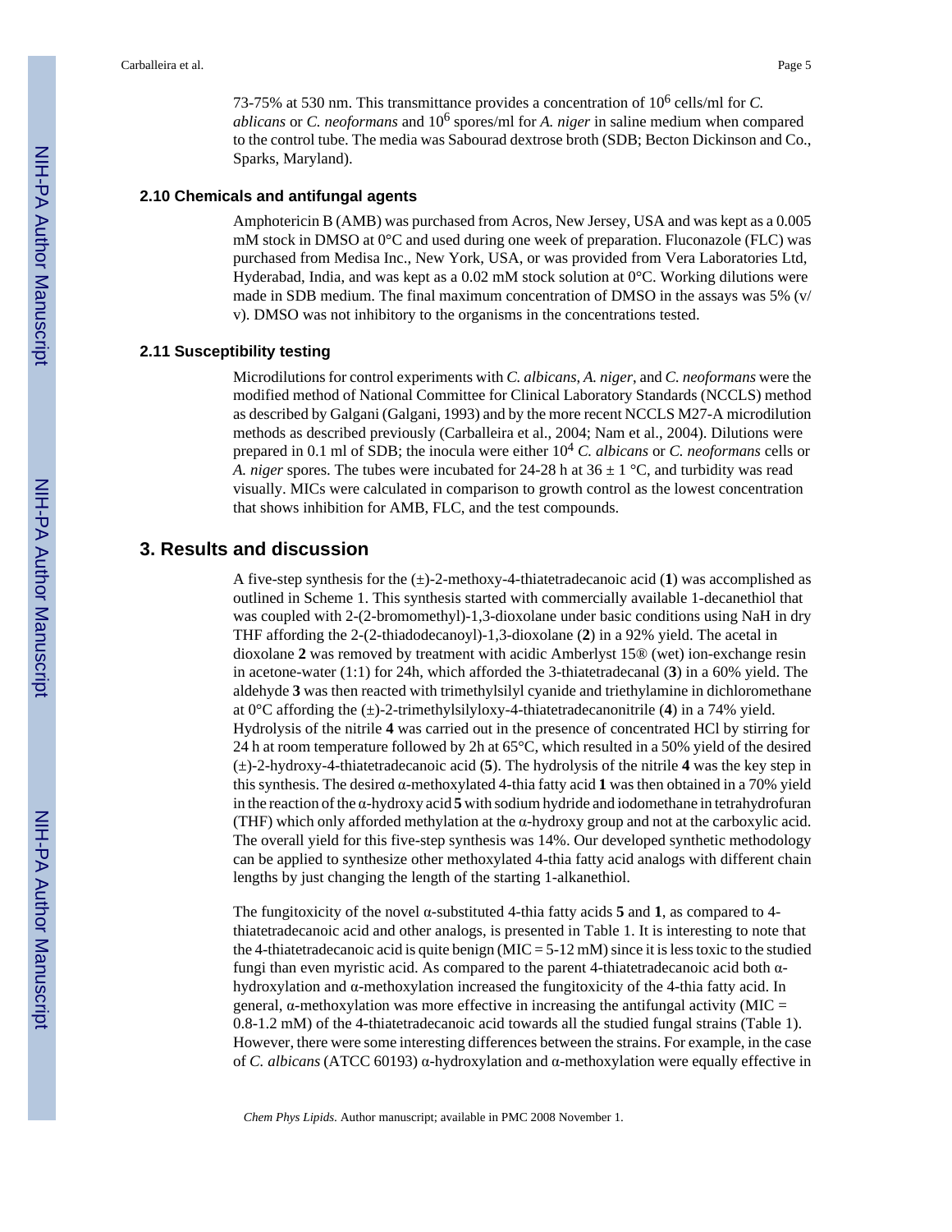73-75% at 530 nm. This transmittance provides a concentration of $10^6$ cells/ml for *C. ablicans* or *C. neoformans* and $10^6$ spores/ml for *A. niger* in saline medium when compared to the control tube. The media was Sabourad dextrose broth (SDB; Becton Dickinson and Co., Sparks, Maryland).

### 2.10 Chemicals and antifungal agents

Amphotericin B (AMB) was purchased from Acros, New Jersey, USA and was kept as a 0.005 mM stock in DMSO at 0°C and used during one week of preparation. Fluconazole (FLC) was purchased from Medisa Inc., New York, USA, or was provided from Vera Laboratories Ltd, Hyderabad, India, and was kept as a 0.02 mM stock solution at 0°C. Working dilutions were made in SDB medium. The final maximum concentration of DMSO in the assays was 5% (v/v). DMSO was not inhibitory to the organisms in the concentrations tested.

### 2.11 Susceptibility testing

Microdilutions for control experiments with *C. albicans*, *A. niger*, and *C. neoformans* were the modified method of National Committee for Clinical Laboratory Standards (NCCLS) method as described by Galgani (Galgani, 1993) and by the more recent NCCLS M27-A microdilution methods as described previously (Carballeira et al., 2004; Nam et al., 2004). Dilutions were prepared in 0.1 ml of SDB; the inocula were either $10^4$ *C. albicans* or *C. neoformans* cells or *A. niger* spores. The tubes were incubated for 24-28 h at 36 ± 1 °C, and turbidity was read visually. MICs were calculated in comparison to growth control as the lowest concentration that shows inhibition for AMB, FLC, and the test compounds.

## 3. Results and discussion

A five-step synthesis for the (±)-2-methoxy-4-thiatetradecanoic acid (**1**) was accomplished as outlined in Scheme 1. This synthesis started with commercially available 1-decanethiol that was coupled with 2-(2-bromomethyl)-1,3-dioxolane under basic conditions using NaH in dry THF affording the 2-(2-thiadodecanoyl)-1,3-dioxolane (**2**) in a 92% yield. The acetal in dioxolane **2** was removed by treatment with acidic Amberlyst 15® (wet) ion-exchange resin in acetone-water (1:1) for 24h, which afforded the 3-thiatetradecanal (**3**) in a 60% yield. The aldehyde **3** was then reacted with trimethylsilyl cyanide and triethylamine in dichloromethane at 0°C affording the (±)-2-trimethylsilyloxy-4-thiatetradecanonitrile (**4**) in a 74% yield. Hydrolysis of the nitrile **4** was carried out in the presence of concentrated HCl by stirring for 24 h at room temperature followed by 2h at 65°C, which resulted in a 50% yield of the desired (±)-2-hydroxy-4-thiatetradecanoic acid (**5**). The hydrolysis of the nitrile **4** was the key step in this synthesis. The desired α-methoxylated 4-thia fatty acid **1** was then obtained in a 70% yield in the reaction of the α-hydroxy acid **5** with sodium hydride and iodomethane in tetrahydrofuran (THF) which only afforded methylation at the α-hydroxy group and not at the carboxylic acid. The overall yield for this five-step synthesis was 14%. Our developed synthetic methodology can be applied to synthesize other methoxylated 4-thia fatty acid analogs with different chain lengths by just changing the length of the starting 1-alkanethiol.

The fungitoxicity of the novel α-substituted 4-thia fatty acids **5** and **1**, as compared to 4-thiatetradecanoic acid and other analogs, is presented in Table 1. It is interesting to note that the 4-thiatetradecanoic acid is quite benign (MIC = 5-12 mM) since it is less toxic to the studied fungi than even myristic acid. As compared to the parent 4-thiatetradecanoic acid both α-hydroxylation and α-methoxylation increased the fungitoxicity of the 4-thia fatty acid. In general, α-methoxylation was more effective in increasing the antifungal activity (MIC = 0.8-1.2 mM) of the 4-thiatetradecanoic acid towards all the studied fungal strains (Table 1). However, there were some interesting differences between the strains. For example, in the case of *C. albicans* (ATCC 60193) α-hydroxylation and α-methoxylation were equally effective in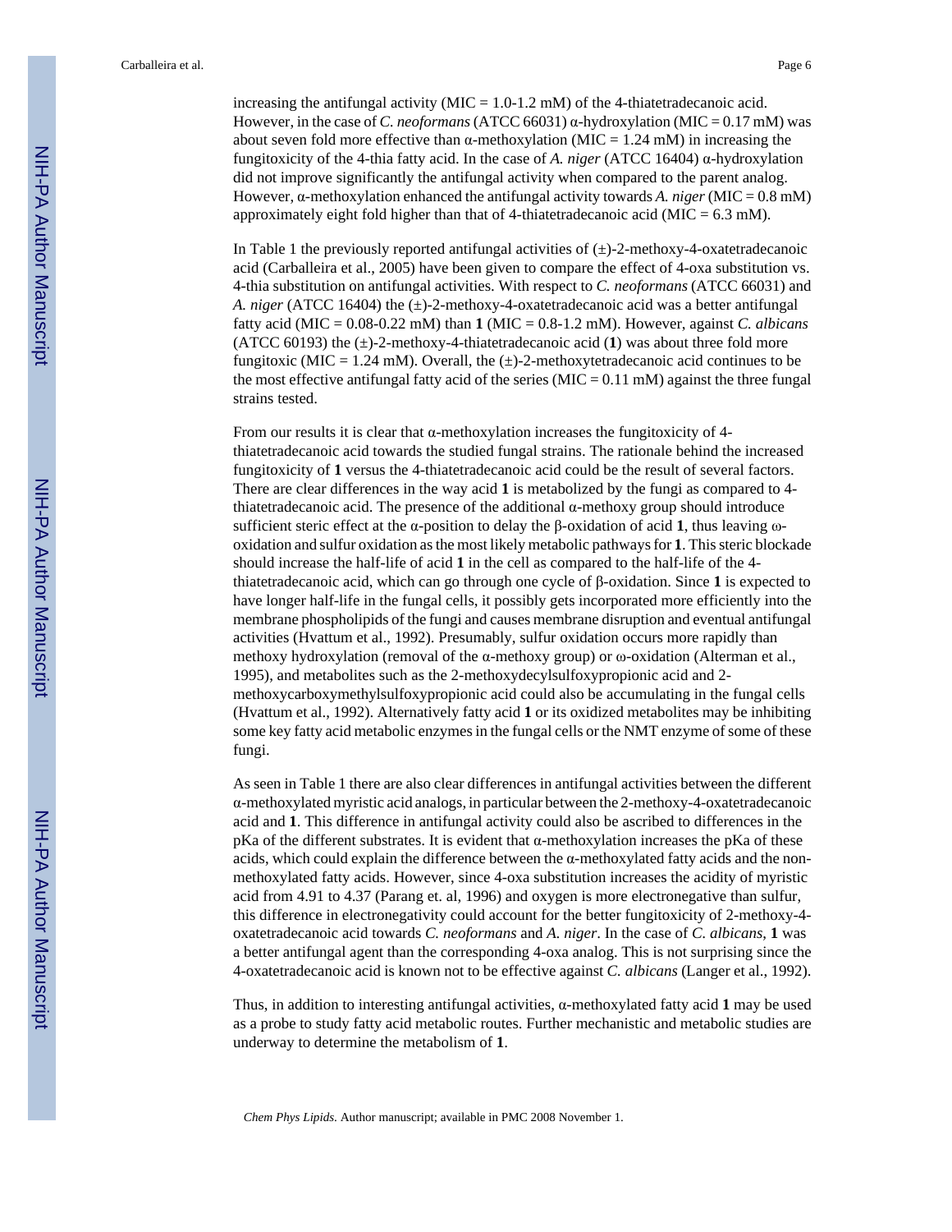increasing the antifungal activity (MIC = 1.0-1.2 mM) of the 4-thiatetradecanoic acid. However, in the case of *C. neoformans* (ATCC 66031) α-hydroxylation (MIC = 0.17 mM) was about seven fold more effective than α-methoxylation (MIC = 1.24 mM) in increasing the fungitoxicity of the 4-thia fatty acid. In the case of *A. niger* (ATCC 16404) α-hydroxylation did not improve significantly the antifungal activity when compared to the parent analog. However, α-methoxylation enhanced the antifungal activity towards *A. niger* (MIC = 0.8 mM) approximately eight fold higher than that of 4-thiatetradecanoic acid (MIC = 6.3 mM).

In Table 1 the previously reported antifungal activities of (±)-2-methoxy-4-oxatetradecanoic acid (Carballeira et al., 2005) have been given to compare the effect of 4-oxa substitution vs. 4-thia substitution on antifungal activities. With respect to *C. neoformans* (ATCC 66031) and *A. niger* (ATCC 16404) the (±)-2-methoxy-4-oxatetradecanoic acid was a better antifungal fatty acid (MIC = 0.08-0.22 mM) than **1** (MIC = 0.8-1.2 mM). However, against *C. albicans* (ATCC 60193) the (±)-2-methoxy-4-thiatetradecanoic acid (**1**) was about three fold more fungitoxic (MIC = 1.24 mM). Overall, the (±)-2-methoxytetradecanoic acid continues to be the most effective antifungal fatty acid of the series (MIC = 0.11 mM) against the three fungal strains tested.

From our results it is clear that α-methoxylation increases the fungitoxicity of 4-thiatetradecanoic acid towards the studied fungal strains. The rationale behind the increased fungitoxicity of **1** versus the 4-thiatetradecanoic acid could be the result of several factors. There are clear differences in the way acid **1** is metabolized by the fungi as compared to 4-thiatetradecanoic acid. The presence of the additional α-methoxy group should introduce sufficient steric effect at the α-position to delay the β-oxidation of acid **1**, thus leaving ω-oxidation and sulfur oxidation as the most likely metabolic pathways for **1**. This steric blockade should increase the half-life of acid **1** in the cell as compared to the half-life of the 4-thiatetradecanoic acid, which can go through one cycle of β-oxidation. Since **1** is expected to have longer half-life in the fungal cells, it possibly gets incorporated more efficiently into the membrane phospholipids of the fungi and causes membrane disruption and eventual antifungal activities (Hvattum et al., 1992). Presumably, sulfur oxidation occurs more rapidly than methoxy hydroxylation (removal of the α-methoxy group) or ω-oxidation (Alterman et al., 1995), and metabolites such as the 2-methoxydecylsulfoxypropionic acid and 2-methoxycarboxymethylsulfoxypropionic acid could also be accumulating in the fungal cells (Hvattum et al., 1992). Alternatively fatty acid **1** or its oxidized metabolites may be inhibiting some key fatty acid metabolic enzymes in the fungal cells or the NMT enzyme of some of these fungi.

As seen in Table 1 there are also clear differences in antifungal activities between the different α-methoxylated myristic acid analogs, in particular between the 2-methoxy-4-oxatetradecanoic acid and **1**. This difference in antifungal activity could also be ascribed to differences in the pKa of the different substrates. It is evident that α-methoxylation increases the pKa of these acids, which could explain the difference between the α-methoxylated fatty acids and the non-methoxylated fatty acids. However, since 4-oxa substitution increases the acidity of myristic acid from 4.91 to 4.37 (Parang et. al, 1996) and oxygen is more electronegative than sulfur, this difference in electronegativity could account for the better fungitoxicity of 2-methoxy-4-oxatetradecanoic acid towards *C. neoformans* and *A. niger*. In the case of *C. albicans*, **1** was a better antifungal agent than the corresponding 4-oxa analog. This is not surprising since the 4-oxatetradecanoic acid is known not to be effective against *C. albicans* (Langer et al., 1992).

Thus, in addition to interesting antifungal activities, α-methoxylated fatty acid **1** may be used as a probe to study fatty acid metabolic routes. Further mechanistic and metabolic studies are underway to determine the metabolism of **1**.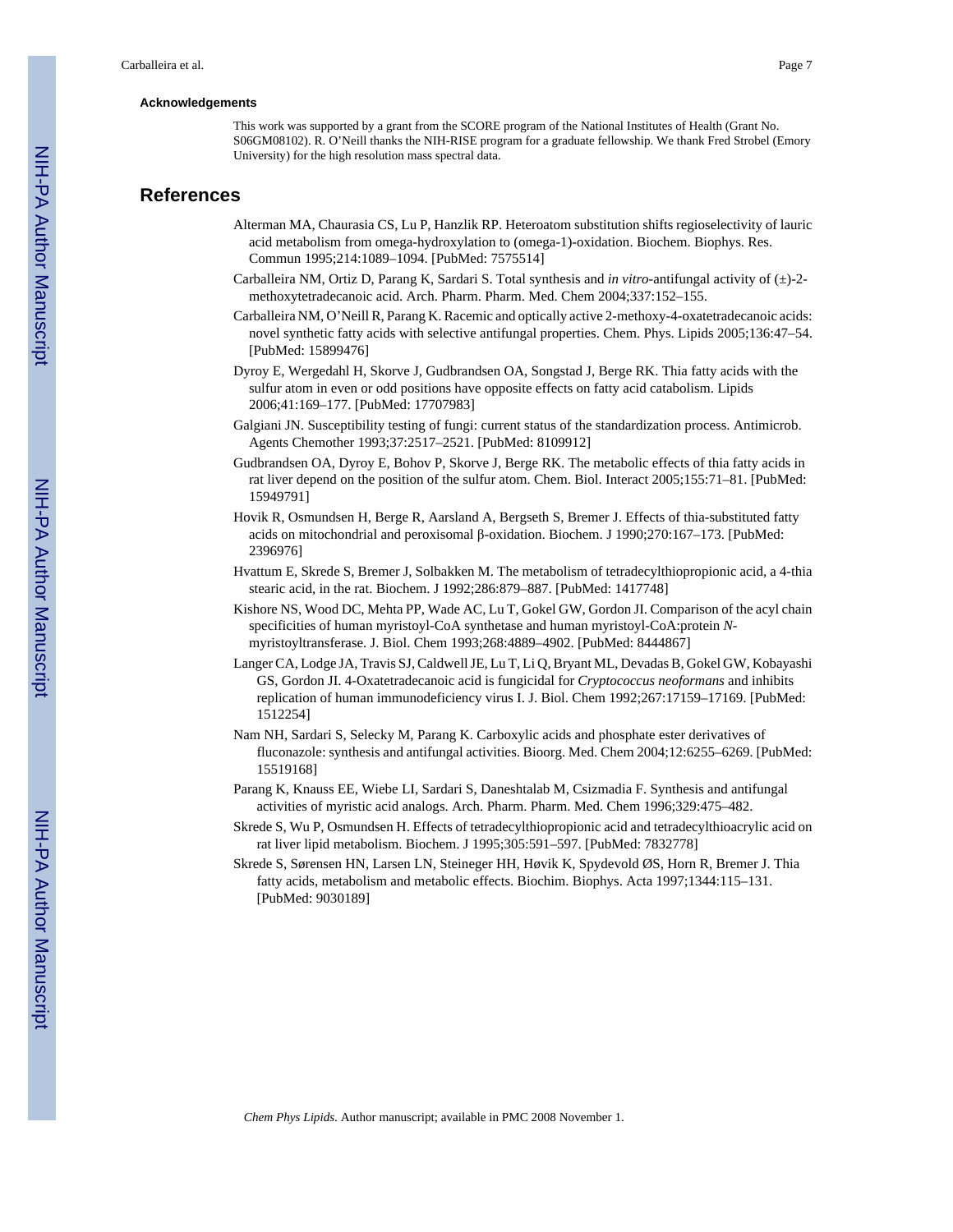### Acknowledgements

This work was supported by a grant from the SCORE program of the National Institutes of Health (Grant No. S06GM08102). R. O'Neill thanks the NIH-RISE program for a graduate fellowship. We thank Fred Strobel (Emory University) for the high resolution mass spectral data.

## References

Alterman MA, Chaurasia CS, Lu P, Hanzlik RP. Heteroatom substitution shifts regioselectivity of lauric acid metabolism from omega-hydroxylation to (omega-1)-oxidation. Biochem. Biophys. Res. Commun 1995;214:1089–1094. [PubMed: 7575514]

Carballeira NM, Ortiz D, Parang K, Sardari S. Total synthesis and *in vitro*-antifungal activity of (±)-2-methoxytetradecanoic acid. Arch. Pharm. Pharm. Med. Chem 2004;337:152–155.

Carballeira NM, O'Neill R, Parang K. Racemic and optically active 2-methoxy-4-oxatetradecanoic acids: novel synthetic fatty acids with selective antifungal properties. Chem. Phys. Lipids 2005;136:47–54. [PubMed: 15899476]

Dyroy E, Wergedahl H, Skorve J, Gudbrandsen OA, Songstad J, Berge RK. Thia fatty acids with the sulfur atom in even or odd positions have opposite effects on fatty acid catabolism. Lipids 2006;41:169–177. [PubMed: 17707983]

Galgiani JN. Susceptibility testing of fungi: current status of the standardization process. Antimicrob. Agents Chemother 1993;37:2517–2521. [PubMed: 8109912]

Gudbrandsen OA, Dyroy E, Bohov P, Skorve J, Berge RK. The metabolic effects of thia fatty acids in rat liver depend on the position of the sulfur atom. Chem. Biol. Interact 2005;155:71–81. [PubMed: 15949791]

Hovik R, Osmundsen H, Berge R, Aarsland A, Bergseth S, Bremer J. Effects of thia-substituted fatty acids on mitochondrial and peroxisomal β-oxidation. Biochem. J 1990;270:167–173. [PubMed: 2396976]

Hvattum E, Skrede S, Bremer J, Solbakken M. The metabolism of tetradecylthiopropionic acid, a 4-thia stearic acid, in the rat. Biochem. J 1992;286:879–887. [PubMed: 1417748]

Kishore NS, Wood DC, Mehta PP, Wade AC, Lu T, Gokel GW, Gordon JI. Comparison of the acyl chain specificities of human myristoyl-CoA synthetase and human myristoyl-CoA:protein *N*-myristoyltransferase. J. Biol. Chem 1993;268:4889–4902. [PubMed: 8444867]

Langer CA, Lodge JA, Travis SJ, Caldwell JE, Lu T, Li Q, Bryant ML, Devadas B, Gokel GW, Kobayashi GS, Gordon JI. 4-Oxatetradecanoic acid is fungicidal for *Cryptococcus neoformans* and inhibits replication of human immunodeficiency virus I. J. Biol. Chem 1992;267:17159–17169. [PubMed: 1512254]

Nam NH, Sardari S, Selecky M, Parang K. Carboxylic acids and phosphate ester derivatives of fluconazole: synthesis and antifungal activities. Bioorg. Med. Chem 2004;12:6255–6269. [PubMed: 15519168]

Parang K, Knauss EE, Wiebe LI, Sardari S, Daneshtalab M, Csizmadia F. Synthesis and antifungal activities of myristic acid analogs. Arch. Pharm. Pharm. Med. Chem 1996;329:475–482.

Skrede S, Wu P, Osmundsen H. Effects of tetradecylthiopropionic acid and tetradecylthioacrylic acid on rat liver lipid metabolism. Biochem. J 1995;305:591–597. [PubMed: 7832778]

Skrede S, Sørensen HN, Larsen LN, Steineger HH, Høvik K, Spydevold ØS, Horn R, Bremer J. Thia fatty acids, metabolism and metabolic effects. Biochim. Biophys. Acta 1997;1344:115–131. [PubMed: 9030189]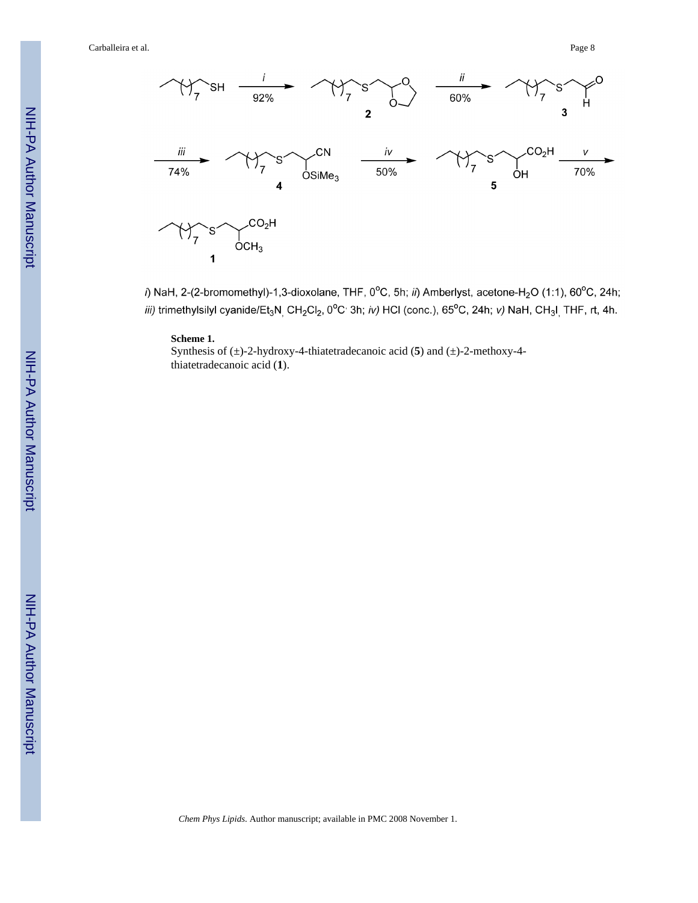*i*) NaH, 2-(2-bromomethyl)-1,3-dioxolane, THF, 0°C, 5h; *ii*) Amberlyst, acetone-$H_2O$ (1:1), 60°C, 24h; *iii)* trimethylsilyl cyanide/$Et_3N$, $CH_2Cl_2$, 0°C, 3h; *iv)* HCl (conc.), 65°C, 24h; *v)* NaH, $CH_3I$, THF, rt, 4h.

**Scheme 1.**

Synthesis of (±)-2-hydroxy-4-thiatetradecanoic acid (**5**) and (±)-2-methoxy-4-thiatetradecanoic acid (**1**).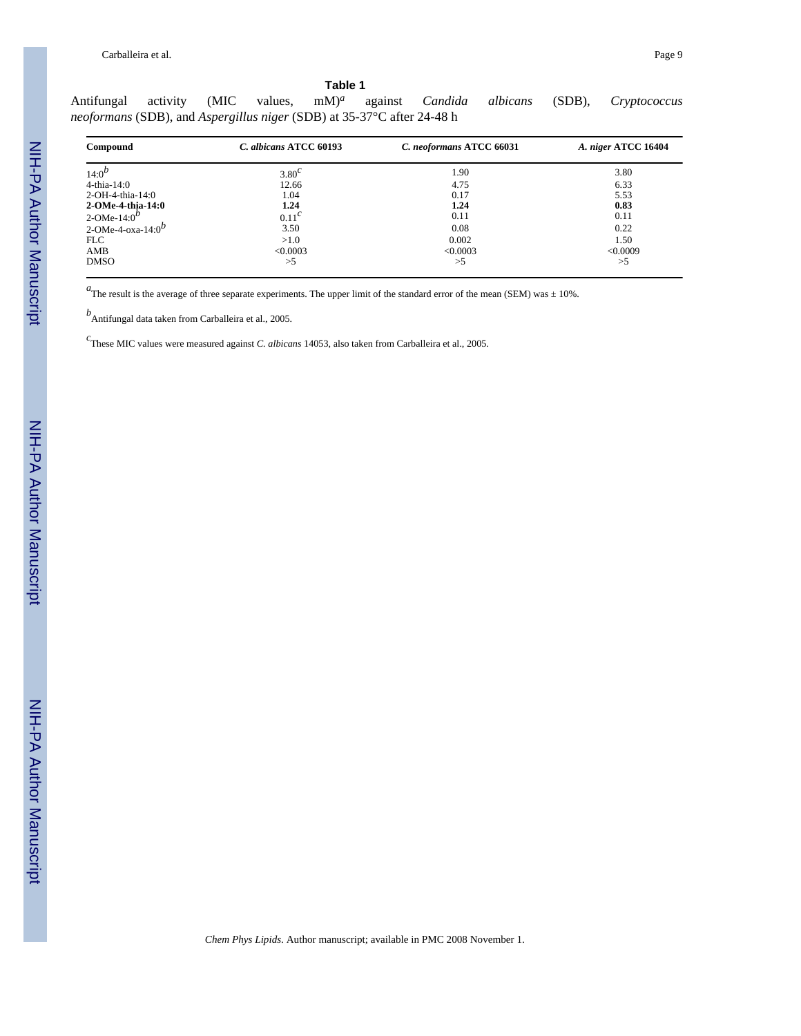**Table 1**

Antifungal activity (MIC values, mM)[a] against *Candida albicans* (SDB), *Cryptococcus neoformans* (SDB), and *Aspergillus niger* (SDB) at 35-37°C after 24-48 h

| Compound | *C. albicans* ATCC 60193 | *C. neoformans* ATCC 66031 | *A. niger* ATCC 16404 |
|---|---|---|---|
| 14:0[b] | 3.80[c] | 1.90 | 3.80 |
| 4-thia-14:0 | 12.66 | 4.75 | 6.33 |
| 2-OH-4-thia-14:0 | 1.04 | 0.17 | 5.53 |
| **2-OMe-4-thia-14:0** | **1.24** | **1.24** | **0.83** |
| 2-OMe-14:0[b] | 0.11[c] | 0.11 | 0.11 |
| 2-OMe-4-oxa-14:0[b] | 3.50 | 0.08 | 0.22 |
| FLC | >1.0 | 0.002 | 1.50 |
| AMB | <0.0003 | <0.0003 | <0.0009 |
| DMSO | >5 | >5 | >5 |

[a]The result is the average of three separate experiments. The upper limit of the standard error of the mean (SEM) was ± 10%.

[b]Antifungal data taken from Carballeira et al., 2005.

[c]These MIC values were measured against *C. albicans* 14053, also taken from Carballeira et al., 2005.